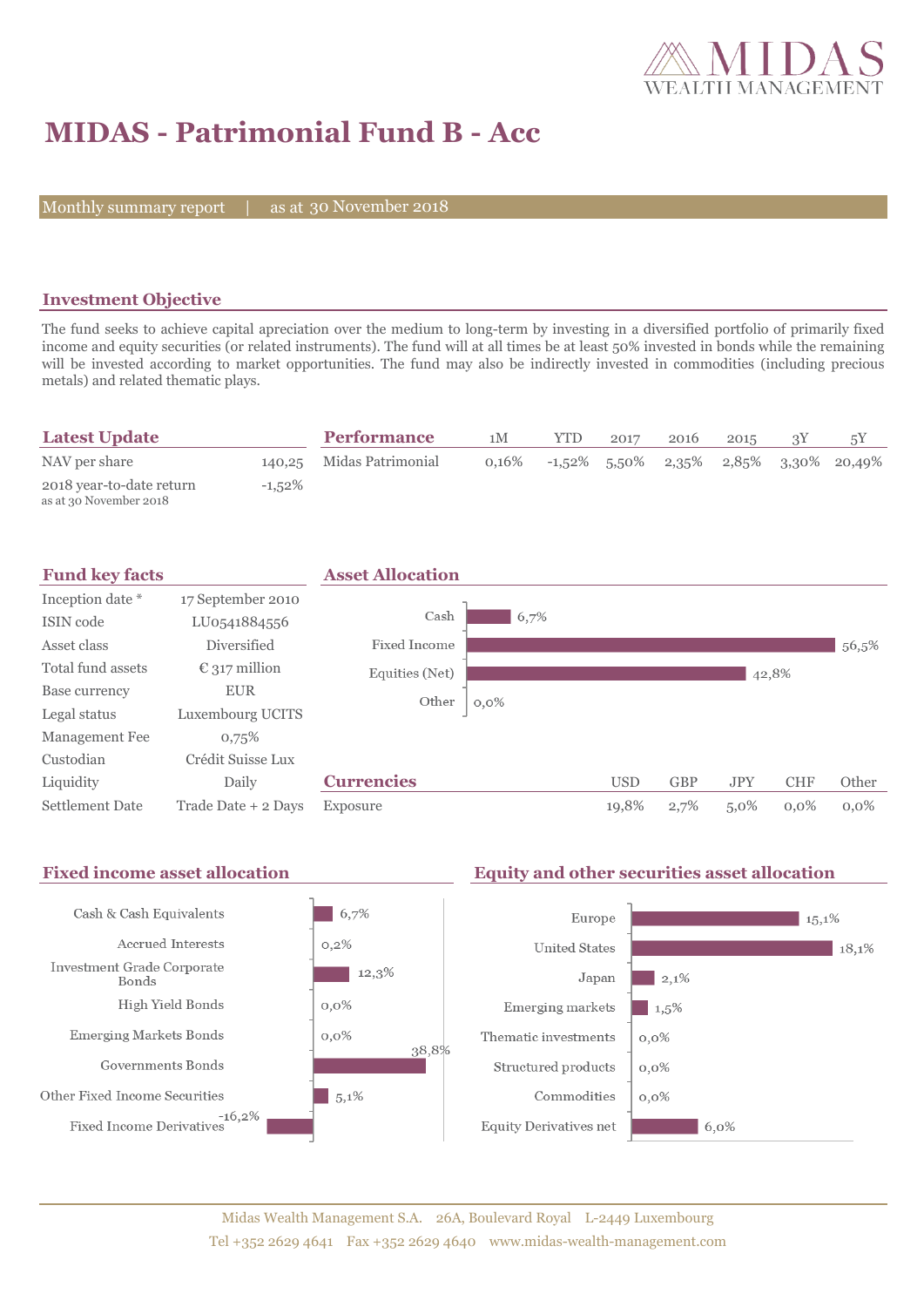MIDAS WEALTH MANAGEMENT

# MIDAS - Patrimonial Fund B - Acc

Monthly summary report | as at 30 November 2018

## Investment Objective

The fund seeks to achieve capital apreciation over the medium to long-term by investing in a diversified portfolio of primarily fixed income and equity securities (or related instruments). The fund will at all times be at least 50% invested in bonds while the remaining will be invested according to market opportunities. The fund may also be indirectly invested in commodities (including precious metals) and related thematic plays.

## Latest Update

| | |
|---|---|
| NAV per share | 140,25 |
| 2018 year-to-date return<br>as at 30 November 2018 | -1,52% |

## Performance

| | 1M | YTD | 2017 | 2016 | 2015 | 3Y | 5Y |
|---|---|---|---|---|---|---|---|
| Midas Patrimonial | 0,16% | -1,52% | 5,50% | 2,35% | 2,85% | 3,30% | 20,49% |

## Fund key facts

| | |
|---|---|
| Inception date * | 17 September 2010 |
| ISIN code | LU0541884556 |
| Asset class | Diversified |
| Total fund assets | € 317 million |
| Base currency | EUR |
| Legal status | Luxembourg UCITS |
| Management Fee | 0,75% |
| Custodian | Crédit Suisse Lux |
| Liquidity | Daily |
| Settlement Date | Trade Date + 2 Days |

## Asset Allocation

| | |
|---|---|
| Cash | 6,7% |
| Fixed Income | 56,5% |
| Equities (Net) | 42,8% |
| Other | 0,0% |

## Currencies

| | USD | GBP | JPY | CHF | Other |
|---|---|---|---|---|---|
| Exposure | 19,8% | 2,7% | 5,0% | 0,0% | 0,0% |

## Fixed income asset allocation

| | |
|---|---|
| Cash & Cash Equivalents | 6,7% |
| Accrued Interests | 0,2% |
| Investment Grade Corporate Bonds | 12,3% |
| High Yield Bonds | 0,0% |
| Emerging Markets Bonds | 0,0% |
| Governments Bonds | 38,8% |
| Other Fixed Income Securities | 5,1% |
| Fixed Income Derivatives | -16,2% |

## Equity and other securities asset allocation

| | |
|---|---|
| Europe | 15,1% |
| United States | 18,1% |
| Japan | 2,1% |
| Emerging markets | 1,5% |
| Thematic investments | 0,0% |
| Structured products | 0,0% |
| Commodities | 0,0% |
| Equity Derivatives net | 6,0% |

Midas Wealth Management S.A. 26A, Boulevard Royal L-2449 Luxembourg
Tel +352 2629 4641 Fax +352 2629 4640 www.midas-wealth-management.com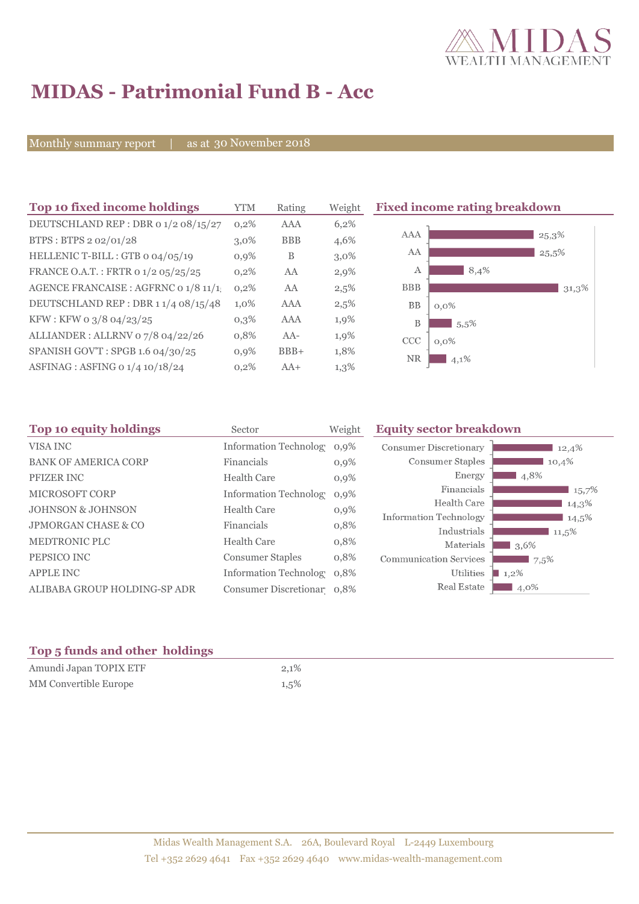# MIDAS - Patrimonial Fund B - Acc

Monthly summary report | as at 30 November 2018

## Top 10 fixed income holdings

| Top 10 fixed income holdings | YTM | Rating | Weight |
|---|---|---|---|
| DEUTSCHLAND REP : DBR 0 1/2 08/15/27 | 0,2% | AAA | 6,2% |
| BTPS : BTPS 2 02/01/28 | 3,0% | BBB | 4,6% |
| HELLENIC T-BILL : GTB 0 04/05/19 | 0,9% | B | 3,0% |
| FRANCE O.A.T. : FRTR 0 1/2 05/25/25 | 0,2% | AA | 2,9% |
| AGENCE FRANCAISE : AGFRNC 0 1/8 11/1 | 0,2% | AA | 2,5% |
| DEUTSCHLAND REP : DBR 1 1/4 08/15/48 | 1,0% | AAA | 2,5% |
| KFW : KFW 0 3/8 04/23/25 | 0,3% | AAA | 1,9% |
| ALLIANDER : ALLRNV 0 7/8 04/22/26 | 0,8% | AA- | 1,9% |
| SPANISH GOV'T : SPGB 1.6 04/30/25 | 0,9% | BBB+ | 1,8% |
| ASFINAG : ASFING 0 1/4 10/18/24 | 0,2% | AA+ | 1,3% |

## Fixed income rating breakdown

| Rating | Weight |
|---|---|
| AAA | 25,3% |
| AA | 25,5% |
| A | 8,4% |
| BBB | 31,3% |
| BB | 0,0% |
| B | 5,5% |
| CCC | 0,0% |
| NR | 4,1% |

## Top 10 equity holdings

| Top 10 equity holdings | Sector | Weight |
|---|---|---|
| VISA INC | Information Technolog | 0,9% |
| BANK OF AMERICA CORP | Financials | 0,9% |
| PFIZER INC | Health Care | 0,9% |
| MICROSOFT CORP | Information Technolog | 0,9% |
| JOHNSON & JOHNSON | Health Care | 0,9% |
| JPMORGAN CHASE & CO | Financials | 0,8% |
| MEDTRONIC PLC | Health Care | 0,8% |
| PEPSICO INC | Consumer Staples | 0,8% |
| APPLE INC | Information Technolog | 0,8% |
| ALIBABA GROUP HOLDING-SP ADR | Consumer Discretionar | 0,8% |

## Equity sector breakdown

| Sector | Weight |
|---|---|
| Consumer Discretionary | 12,4% |
| Consumer Staples | 10,4% |
| Energy | 4,8% |
| Financials | 15,7% |
| Health Care | 14,3% |
| Information Technology | 14,5% |
| Industrials | 11,5% |
| Materials | 3,6% |
| Communication Services | 7,5% |
| Utilities | 1,2% |
| Real Estate | 4,0% |

## Top 5 funds and other holdings

| Top 5 funds and other holdings | Weight |
|---|---|
| Amundi Japan TOPIX ETF | 2,1% |
| MM Convertible Europe | 1,5% |

Midas Wealth Management S.A. 26A, Boulevard Royal L-2449 Luxembourg
Tel +352 2629 4641 Fax +352 2629 4640 www.midas-wealth-management.com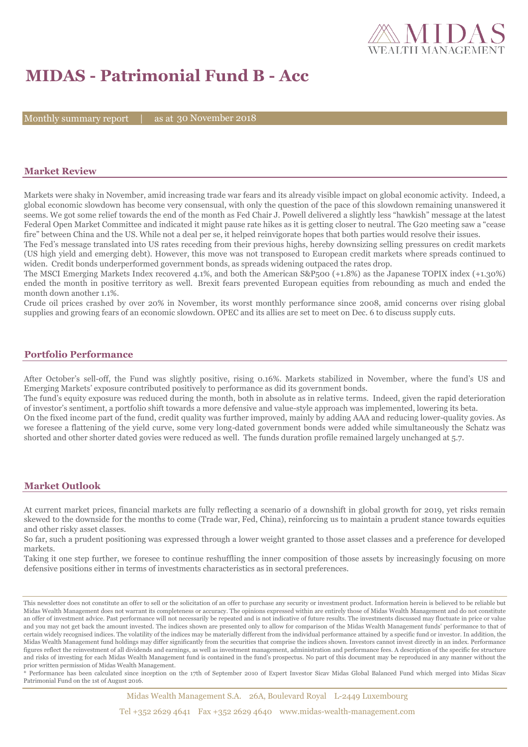# MIDAS - Patrimonial Fund B - Acc

Monthly summary report | as at 30 November 2018

## Market Review

Markets were shaky in November, amid increasing trade war fears and its already visible impact on global economic activity. Indeed, a global economic slowdown has become very consensual, with only the question of the pace of this slowdown remaining unanswered it seems. We got some relief towards the end of the month as Fed Chair J. Powell delivered a slightly less "hawkish" message at the latest Federal Open Market Committee and indicated it might pause rate hikes as it is getting closer to neutral. The G20 meeting saw a "cease fire" between China and the US. While not a deal per se, it helped reinvigorate hopes that both parties would resolve their issues.

The Fed's message translated into US rates receding from their previous highs, hereby downsizing selling pressures on credit markets (US high yield and emerging debt). However, this move was not transposed to European credit markets where spreads continued to widen. Credit bonds underperformed government bonds, as spreads widening outpaced the rates drop.

The MSCI Emerging Markets Index recovered 4.1%, and both the American S&P500 (+1.8%) as the Japanese TOPIX index (+1.30%) ended the month in positive territory as well. Brexit fears prevented European equities from rebounding as much and ended the month down another 1.1%.

Crude oil prices crashed by over 20% in November, its worst monthly performance since 2008, amid concerns over rising global supplies and growing fears of an economic slowdown. OPEC and its allies are set to meet on Dec. 6 to discuss supply cuts.

## Portfolio Performance

After October's sell-off, the Fund was slightly positive, rising 0.16%. Markets stabilized in November, where the fund's US and Emerging Markets' exposure contributed positively to performance as did its government bonds.

The fund's equity exposure was reduced during the month, both in absolute as in relative terms. Indeed, given the rapid deterioration of investor's sentiment, a portfolio shift towards a more defensive and value-style approach was implemented, lowering its beta.

On the fixed income part of the fund, credit quality was further improved, mainly by adding AAA and reducing lower-quality govies. As we foresee a flattening of the yield curve, some very long-dated government bonds were added while simultaneously the Schatz was shorted and other shorter dated govies were reduced as well. The funds duration profile remained largely unchanged at 5.7.

## Market Outlook

At current market prices, financial markets are fully reflecting a scenario of a downshift in global growth for 2019, yet risks remain skewed to the downside for the months to come (Trade war, Fed, China), reinforcing us to maintain a prudent stance towards equities and other risky asset classes.

So far, such a prudent positioning was expressed through a lower weight granted to those asset classes and a preference for developed markets.

Taking it one step further, we foresee to continue reshuffling the inner composition of those assets by increasingly focusing on more defensive positions either in terms of investments characteristics as in sectoral preferences.

This newsletter does not constitute an offer to sell or the solicitation of an offer to purchase any security or investment product. Information herein is believed to be reliable but Midas Wealth Management does not warrant its completeness or accuracy. The opinions expressed within are entirely those of Midas Wealth Management and do not constitute an offer of investment advice. Past performance will not necessarily be repeated and is not indicative of future results. The investments discussed may fluctuate in price or value and you may not get back the amount invested. The indices shown are presented only to allow for comparison of the Midas Wealth Management funds' performance to that of certain widely recognised indices. The volatility of the indices may be materially different from the individual performance attained by a specific fund or investor. In addition, the Midas Wealth Management fund holdings may differ significantly from the securities that comprise the indices shown. Investors cannot invest directly in an index. Performance figures reflect the reinvestment of all dividends and earnings, as well as investment management, administration and performance fees. A description of the specific fee structure and risks of investing for each Midas Wealth Management fund is contained in the fund's prospectus. No part of this document may be reproduced in any manner without the prior written permission of Midas Wealth Management.

* Performance has been calculated since inception on the 17th of September 2010 of Expert Investor Sicav Midas Global Balanced Fund which merged into Midas Sicav Patrimonial Fund on the 1st of August 2016.

Midas Wealth Management S.A. 26A, Boulevard Royal L-2449 Luxembourg

Tel +352 2629 4641 Fax +352 2629 4640 www.midas-wealth-management.com